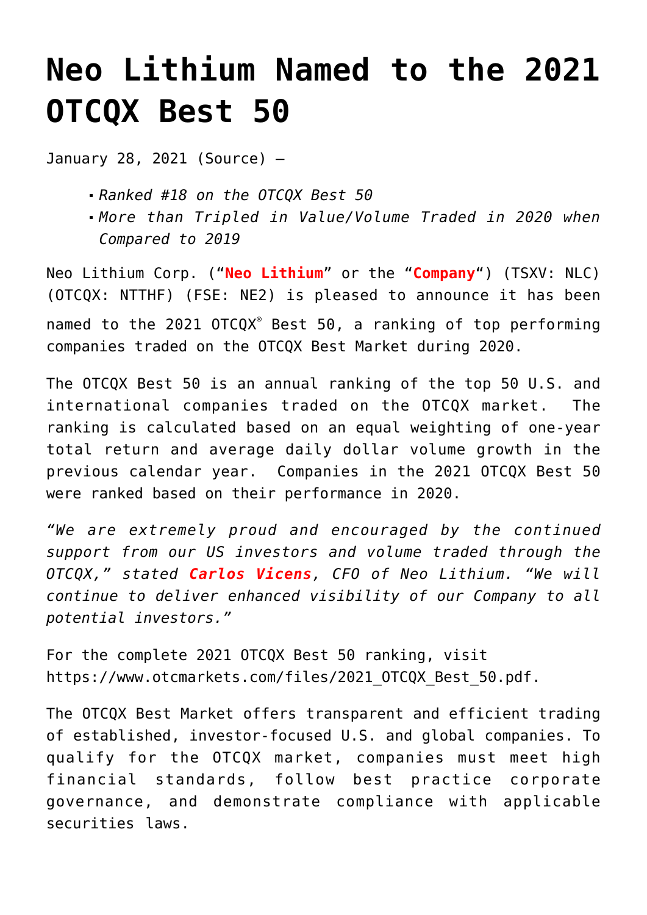# Neo Lithium Named to the 2021 OTCQX Best 50

January 28, 2021 (Source) –

- *Ranked #18 on the OTCQX Best 50*
- *More than Tripled in Value/Volume Traded in 2020 when Compared to 2019*

Neo Lithium Corp. ("**Neo Lithium**" or the "**Company**") (TSXV: NLC) (OTCQX: NTTHF) (FSE: NE2) is pleased to announce it has been named to the 2021 OTCQX® Best 50, a ranking of top performing companies traded on the OTCQX Best Market during 2020.

The OTCQX Best 50 is an annual ranking of the top 50 U.S. and international companies traded on the OTCQX market. The ranking is calculated based on an equal weighting of one-year total return and average daily dollar volume growth in the previous calendar year. Companies in the 2021 OTCQX Best 50 were ranked based on their performance in 2020.

*"We are extremely proud and encouraged by the continued support from our US investors and volume traded through the OTCQX," stated **Carlos Vicens**, CFO of Neo Lithium. "We will continue to deliver enhanced visibility of our Company to all potential investors."*

For the complete 2021 OTCQX Best 50 ranking, visit https://www.otcmarkets.com/files/2021_OTCQX_Best_50.pdf.

The OTCQX Best Market offers transparent and efficient trading of established, investor-focused U.S. and global companies. To qualify for the OTCQX market, companies must meet high financial standards, follow best practice corporate governance, and demonstrate compliance with applicable securities laws.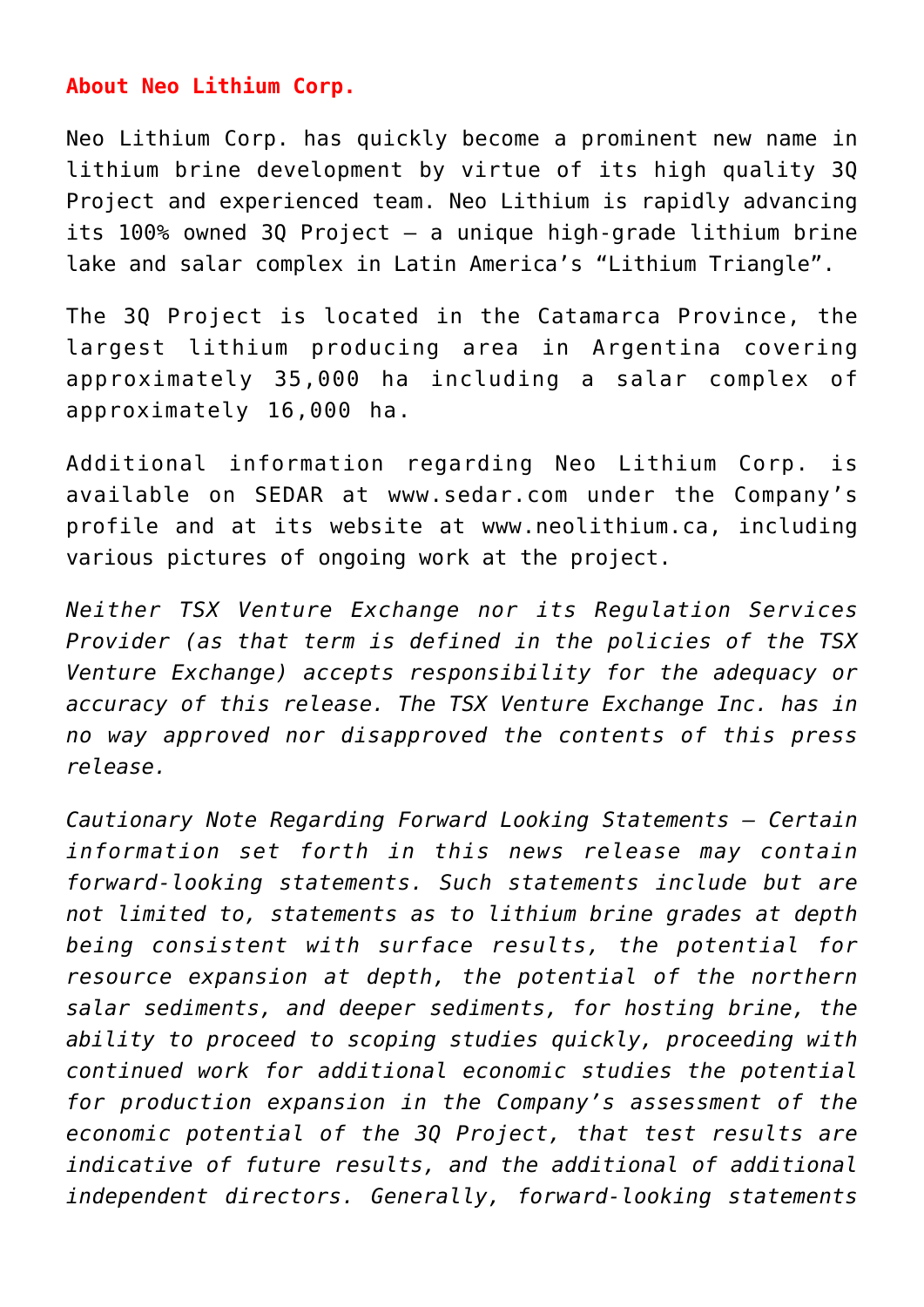**About Neo Lithium Corp.**

Neo Lithium Corp. has quickly become a prominent new name in lithium brine development by virtue of its high quality 3Q Project and experienced team. Neo Lithium is rapidly advancing its 100% owned 3Q Project – a unique high-grade lithium brine lake and salar complex in Latin America's "Lithium Triangle".

The 3Q Project is located in the Catamarca Province, the largest lithium producing area in Argentina covering approximately 35,000 ha including a salar complex of approximately 16,000 ha.

Additional information regarding Neo Lithium Corp. is available on SEDAR at www.sedar.com under the Company's profile and at its website at www.neolithium.ca, including various pictures of ongoing work at the project.

*Neither TSX Venture Exchange nor its Regulation Services Provider (as that term is defined in the policies of the TSX Venture Exchange) accepts responsibility for the adequacy or accuracy of this release. The TSX Venture Exchange Inc. has in no way approved nor disapproved the contents of this press release.*

*Cautionary Note Regarding Forward Looking Statements – Certain information set forth in this news release may contain forward-looking statements. Such statements include but are not limited to, statements as to lithium brine grades at depth being consistent with surface results, the potential for resource expansion at depth, the potential of the northern salar sediments, and deeper sediments, for hosting brine, the ability to proceed to scoping studies quickly, proceeding with continued work for additional economic studies the potential for production expansion in the Company's assessment of the economic potential of the 3Q Project, that test results are indicative of future results, and the additional of additional independent directors. Generally, forward-looking statements*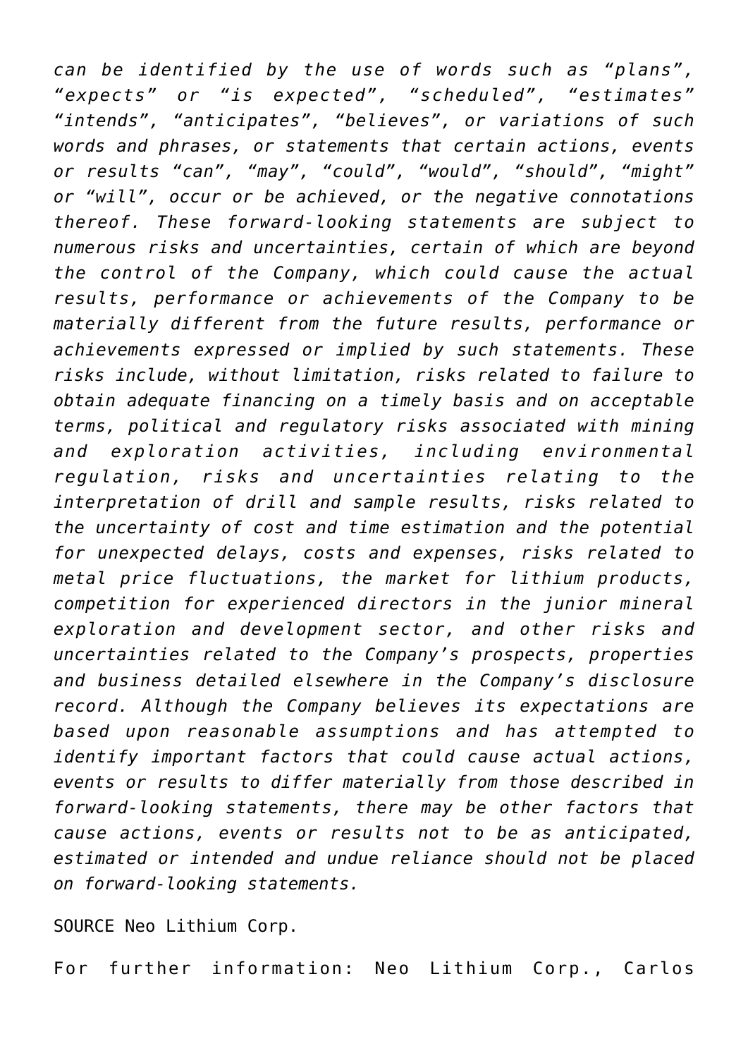*can be identified by the use of words such as "plans", "expects" or "is expected", "scheduled", "estimates" "intends", "anticipates", "believes", or variations of such words and phrases, or statements that certain actions, events or results "can", "may", "could", "would", "should", "might" or "will", occur or be achieved, or the negative connotations thereof. These forward-looking statements are subject to numerous risks and uncertainties, certain of which are beyond the control of the Company, which could cause the actual results, performance or achievements of the Company to be materially different from the future results, performance or achievements expressed or implied by such statements. These risks include, without limitation, risks related to failure to obtain adequate financing on a timely basis and on acceptable terms, political and regulatory risks associated with mining and exploration activities, including environmental regulation, risks and uncertainties relating to the interpretation of drill and sample results, risks related to the uncertainty of cost and time estimation and the potential for unexpected delays, costs and expenses, risks related to metal price fluctuations, the market for lithium products, competition for experienced directors in the junior mineral exploration and development sector, and other risks and uncertainties related to the Company's prospects, properties and business detailed elsewhere in the Company's disclosure record. Although the Company believes its expectations are based upon reasonable assumptions and has attempted to identify important factors that could cause actual actions, events or results to differ materially from those described in forward-looking statements, there may be other factors that cause actions, events or results not to be as anticipated, estimated or intended and undue reliance should not be placed on forward-looking statements.*

SOURCE Neo Lithium Corp.

For further information: Neo Lithium Corp., Carlos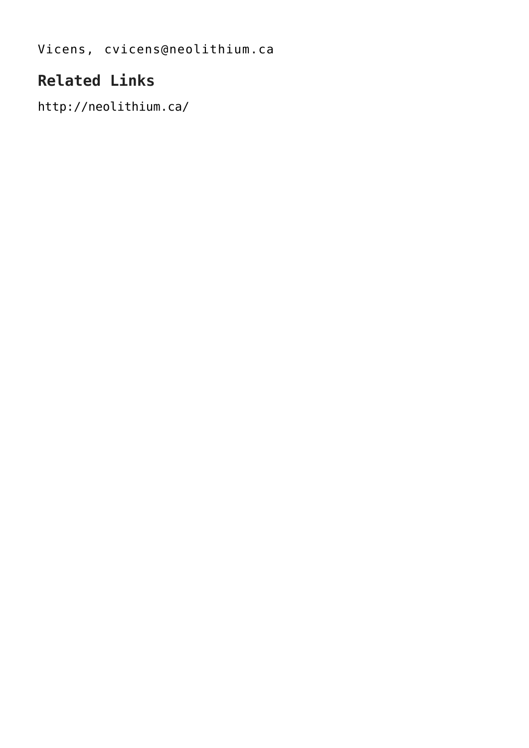Vicens, cvicens@neolithium.ca

## Related Links

http://neolithium.ca/